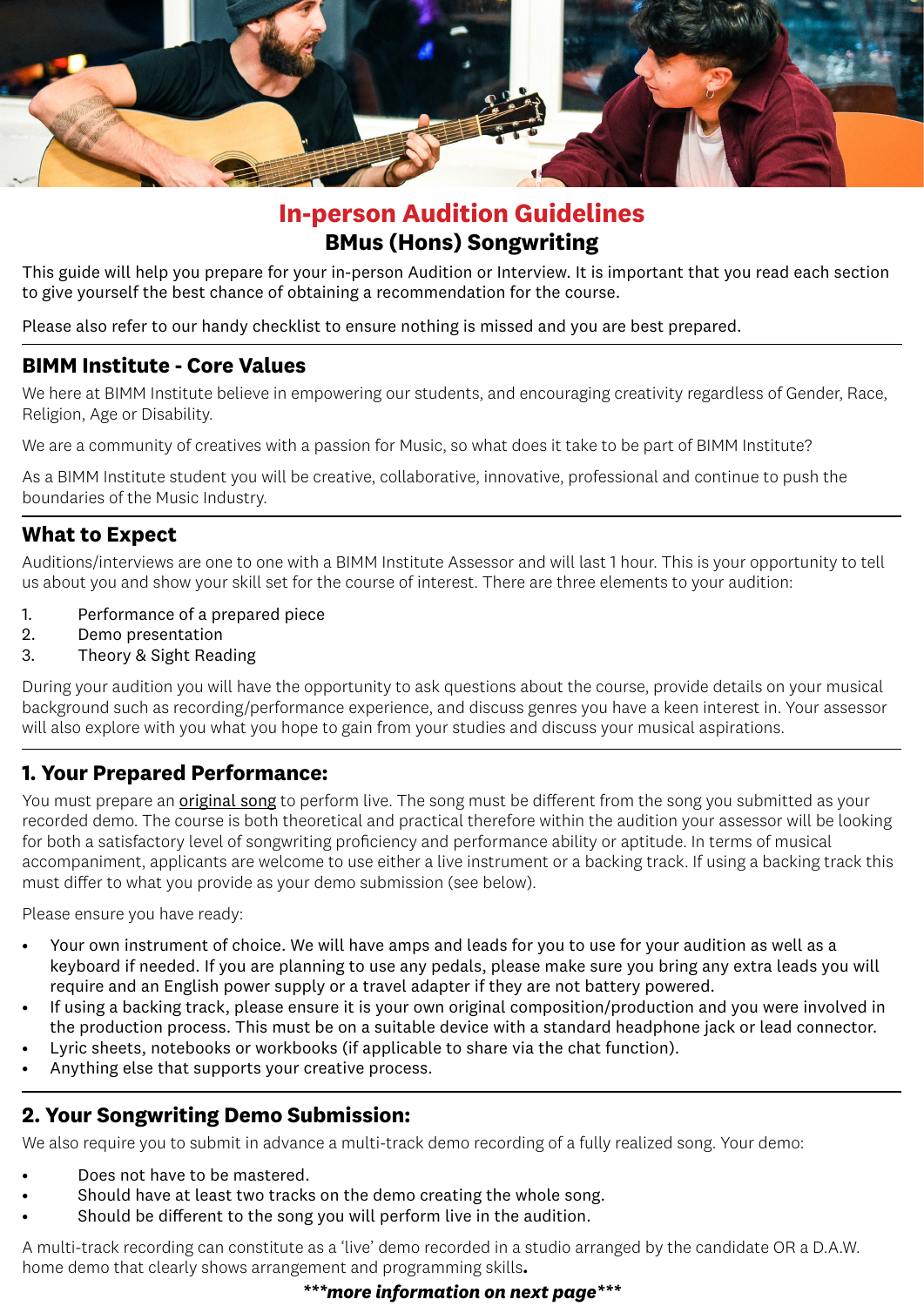# In-person Audition Guidelines

## BMus (Hons) Songwriting

This guide will help you prepare for your in-person Audition or Interview. It is important that you read each section to give yourself the best chance of obtaining a recommendation for the course.

Please also refer to our handy checklist to ensure nothing is missed and you are best prepared.

## BIMM Institute - Core Values

We here at BIMM Institute believe in empowering our students, and encouraging creativity regardless of Gender, Race, Religion, Age or Disability.

We are a community of creatives with a passion for Music, so what does it take to be part of BIMM Institute?

As a BIMM Institute student you will be creative, collaborative, innovative, professional and continue to push the boundaries of the Music Industry.

## What to Expect

Auditions/interviews are one to one with a BIMM Institute Assessor and will last 1 hour. This is your opportunity to tell us about you and show your skill set for the course of interest. There are three elements to your audition:

1. Performance of a prepared piece
2. Demo presentation
3. Theory & Sight Reading

During your audition you will have the opportunity to ask questions about the course, provide details on your musical background such as recording/performance experience, and discuss genres you have a keen interest in. Your assessor will also explore with you what you hope to gain from your studies and discuss your musical aspirations.

## 1. Your Prepared Performance:

You must prepare an original song to perform live. The song must be different from the song you submitted as your recorded demo. The course is both theoretical and practical therefore within the audition your assessor will be looking for both a satisfactory level of songwriting proficiency and performance ability or aptitude. In terms of musical accompaniment, applicants are welcome to use either a live instrument or a backing track. If using a backing track this must differ to what you provide as your demo submission (see below).

Please ensure you have ready:

- Your own instrument of choice. We will have amps and leads for you to use for your audition as well as a keyboard if needed. If you are planning to use any pedals, please make sure you bring any extra leads you will require and an English power supply or a travel adapter if they are not battery powered.
- If using a backing track, please ensure it is your own original composition/production and you were involved in the production process. This must be on a suitable device with a standard headphone jack or lead connector.
- Lyric sheets, notebooks or workbooks (if applicable to share via the chat function).
- Anything else that supports your creative process.

## 2. Your Songwriting Demo Submission:

We also require you to submit in advance a multi-track demo recording of a fully realized song. Your demo:

- Does not have to be mastered.
- Should have at least two tracks on the demo creating the whole song.
- Should be different to the song you will perform live in the audition.

A multi-track recording can constitute as a 'live' demo recorded in a studio arranged by the candidate OR a D.A.W. home demo that clearly shows arrangement and programming skills**.**

***\*\*\*more information on next page\*\*\****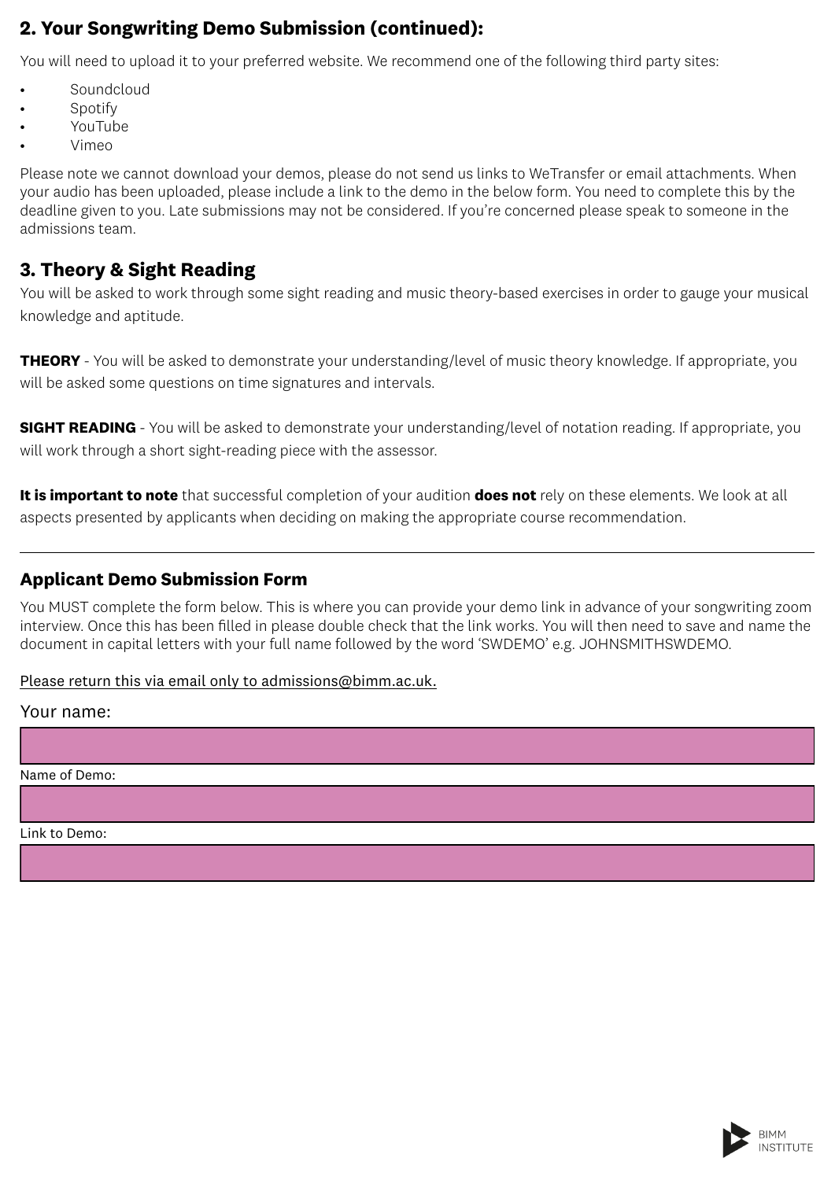## 2. Your Songwriting Demo Submission (continued):

You will need to upload it to your preferred website. We recommend one of the following third party sites:

- Soundcloud
- Spotify
- YouTube
- Vimeo

Please note we cannot download your demos, please do not send us links to WeTransfer or email attachments. When your audio has been uploaded, please include a link to the demo in the below form. You need to complete this by the deadline given to you. Late submissions may not be considered. If you're concerned please speak to someone in the admissions team.

## 3. Theory & Sight Reading

You will be asked to work through some sight reading and music theory-based exercises in order to gauge your musical knowledge and aptitude.

**THEORY** - You will be asked to demonstrate your understanding/level of music theory knowledge. If appropriate, you will be asked some questions on time signatures and intervals.

**SIGHT READING** - You will be asked to demonstrate your understanding/level of notation reading. If appropriate, you will work through a short sight-reading piece with the assessor.

**It is important to note** that successful completion of your audition **does not** rely on these elements. We look at all aspects presented by applicants when deciding on making the appropriate course recommendation.

---

## Applicant Demo Submission Form

You MUST complete the form below. This is where you can provide your demo link in advance of your songwriting zoom interview. Once this has been filled in please double check that the link works. You will then need to save and name the document in capital letters with your full name followed by the word 'SWDEMO' e.g. JOHNSMITHSWDEMO.

Please return this via email only to admissions@bimm.ac.uk.

Your name:

Name of Demo:

Link to Demo: